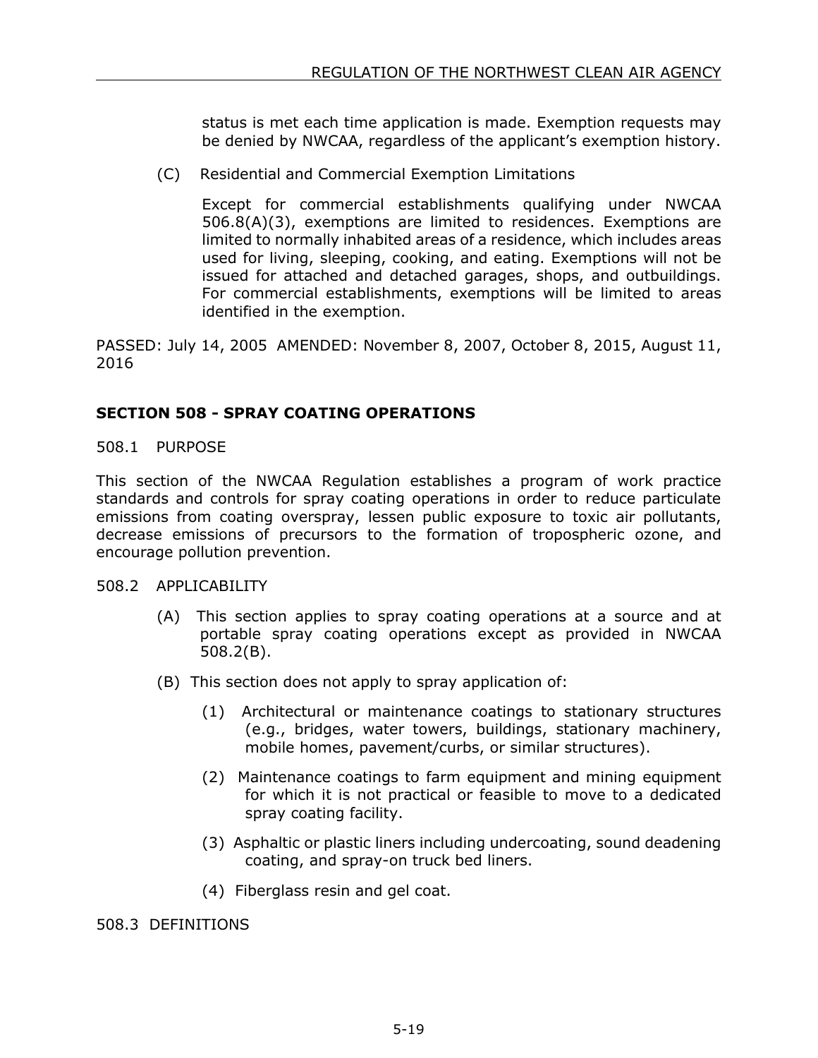status is met each time application is made. Exemption requests may be denied by NWCAA, regardless of the applicant's exemption history.

(C) Residential and Commercial Exemption Limitations

Except for commercial establishments qualifying under NWCAA 506.8(A)(3), exemptions are limited to residences. Exemptions are limited to normally inhabited areas of a residence, which includes areas used for living, sleeping, cooking, and eating. Exemptions will not be issued for attached and detached garages, shops, and outbuildings. For commercial establishments, exemptions will be limited to areas identified in the exemption.

PASSED: July 14, 2005 AMENDED: November 8, 2007, October 8, 2015, August 11, 2016

## SECTION 508 - SPRAY COATING OPERATIONS

508.1 PURPOSE

This section of the NWCAA Regulation establishes a program of work practice standards and controls for spray coating operations in order to reduce particulate emissions from coating overspray, lessen public exposure to toxic air pollutants, decrease emissions of precursors to the formation of tropospheric ozone, and encourage pollution prevention.

508.2 APPLICABILITY

(A) This section applies to spray coating operations at a source and at portable spray coating operations except as provided in NWCAA 508.2(B).

(B) This section does not apply to spray application of:

(1) Architectural or maintenance coatings to stationary structures (e.g., bridges, water towers, buildings, stationary machinery, mobile homes, pavement/curbs, or similar structures).

(2) Maintenance coatings to farm equipment and mining equipment for which it is not practical or feasible to move to a dedicated spray coating facility.

(3) Asphaltic or plastic liners including undercoating, sound deadening coating, and spray-on truck bed liners.

(4) Fiberglass resin and gel coat.

508.3 DEFINITIONS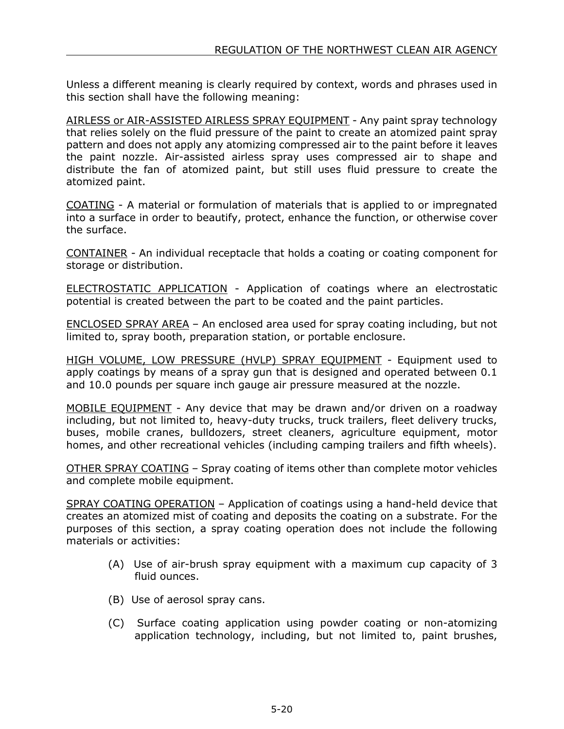Unless a different meaning is clearly required by context, words and phrases used in this section shall have the following meaning:

<u>AIRLESS or AIR-ASSISTED AIRLESS SPRAY EQUIPMENT</u> - Any paint spray technology that relies solely on the fluid pressure of the paint to create an atomized paint spray pattern and does not apply any atomizing compressed air to the paint before it leaves the paint nozzle. Air-assisted airless spray uses compressed air to shape and distribute the fan of atomized paint, but still uses fluid pressure to create the atomized paint.

<u>COATING</u> - A material or formulation of materials that is applied to or impregnated into a surface in order to beautify, protect, enhance the function, or otherwise cover the surface.

<u>CONTAINER</u> - An individual receptacle that holds a coating or coating component for storage or distribution.

<u>ELECTROSTATIC APPLICATION</u> - Application of coatings where an electrostatic potential is created between the part to be coated and the paint particles.

<u>ENCLOSED SPRAY AREA</u> – An enclosed area used for spray coating including, but not limited to, spray booth, preparation station, or portable enclosure.

<u>HIGH VOLUME, LOW PRESSURE (HVLP) SPRAY EQUIPMENT</u> - Equipment used to apply coatings by means of a spray gun that is designed and operated between 0.1 and 10.0 pounds per square inch gauge air pressure measured at the nozzle.

<u>MOBILE EQUIPMENT</u> - Any device that may be drawn and/or driven on a roadway including, but not limited to, heavy-duty trucks, truck trailers, fleet delivery trucks, buses, mobile cranes, bulldozers, street cleaners, agriculture equipment, motor homes, and other recreational vehicles (including camping trailers and fifth wheels).

<u>OTHER SPRAY COATING</u> – Spray coating of items other than complete motor vehicles and complete mobile equipment.

<u>SPRAY COATING OPERATION</u> – Application of coatings using a hand-held device that creates an atomized mist of coating and deposits the coating on a substrate. For the purposes of this section, a spray coating operation does not include the following materials or activities:

(A) Use of air-brush spray equipment with a maximum cup capacity of 3 fluid ounces.

(B) Use of aerosol spray cans.

(C) Surface coating application using powder coating or non-atomizing application technology, including, but not limited to, paint brushes,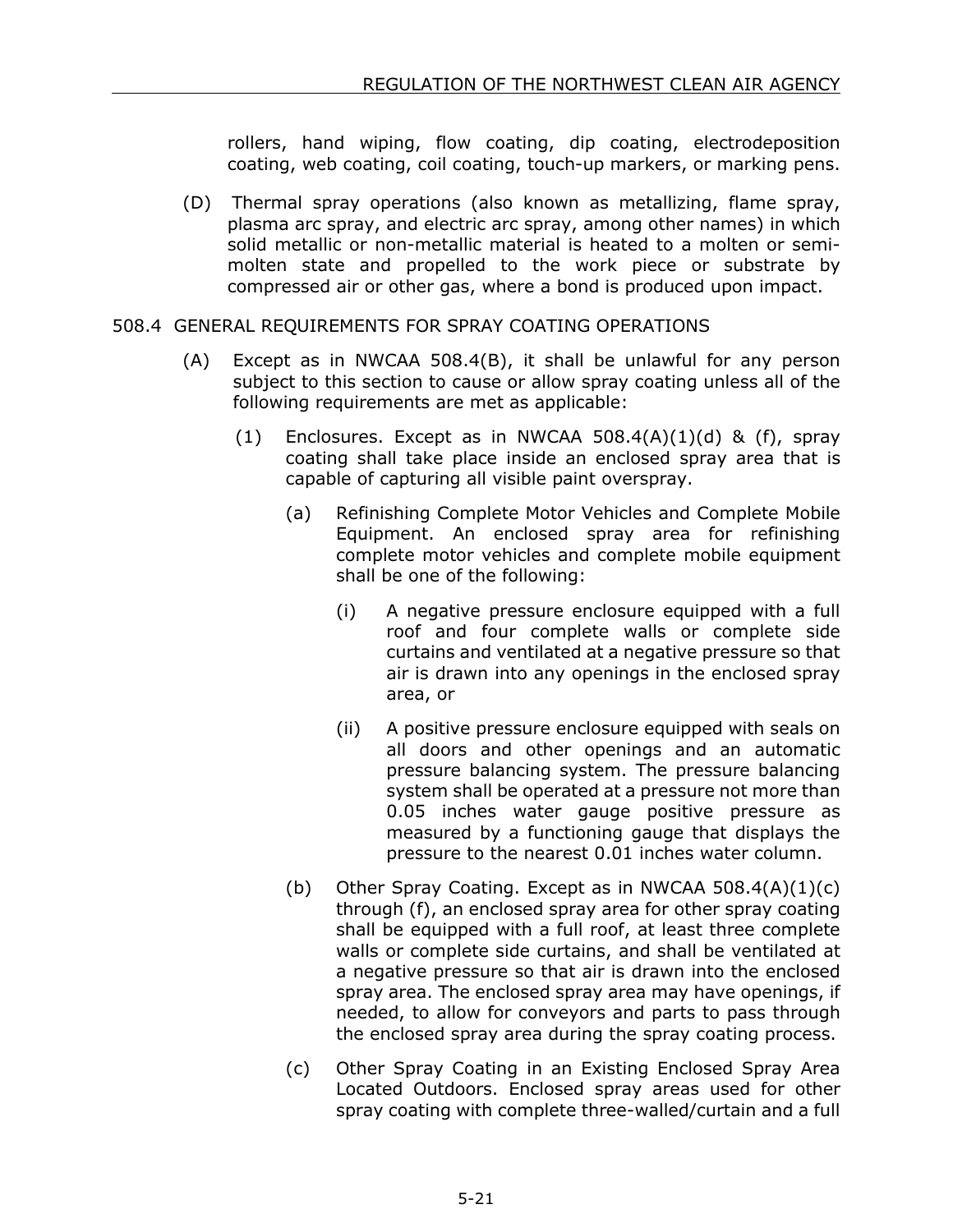rollers, hand wiping, flow coating, dip coating, electrodeposition coating, web coating, coil coating, touch-up markers, or marking pens.

(D) Thermal spray operations (also known as metallizing, flame spray, plasma arc spray, and electric arc spray, among other names) in which solid metallic or non-metallic material is heated to a molten or semi-molten state and propelled to the work piece or substrate by compressed air or other gas, where a bond is produced upon impact.

508.4 GENERAL REQUIREMENTS FOR SPRAY COATING OPERATIONS

(A) Except as in NWCAA 508.4(B), it shall be unlawful for any person subject to this section to cause or allow spray coating unless all of the following requirements are met as applicable:

(1) Enclosures. Except as in NWCAA 508.4(A)(1)(d) & (f), spray coating shall take place inside an enclosed spray area that is capable of capturing all visible paint overspray.

(a) Refinishing Complete Motor Vehicles and Complete Mobile Equipment. An enclosed spray area for refinishing complete motor vehicles and complete mobile equipment shall be one of the following:

(i) A negative pressure enclosure equipped with a full roof and four complete walls or complete side curtains and ventilated at a negative pressure so that air is drawn into any openings in the enclosed spray area, or

(ii) A positive pressure enclosure equipped with seals on all doors and other openings and an automatic pressure balancing system. The pressure balancing system shall be operated at a pressure not more than 0.05 inches water gauge positive pressure as measured by a functioning gauge that displays the pressure to the nearest 0.01 inches water column.

(b) Other Spray Coating. Except as in NWCAA 508.4(A)(1)(c) through (f), an enclosed spray area for other spray coating shall be equipped with a full roof, at least three complete walls or complete side curtains, and shall be ventilated at a negative pressure so that air is drawn into the enclosed spray area. The enclosed spray area may have openings, if needed, to allow for conveyors and parts to pass through the enclosed spray area during the spray coating process.

(c) Other Spray Coating in an Existing Enclosed Spray Area Located Outdoors. Enclosed spray areas used for other spray coating with complete three-walled/curtain and a full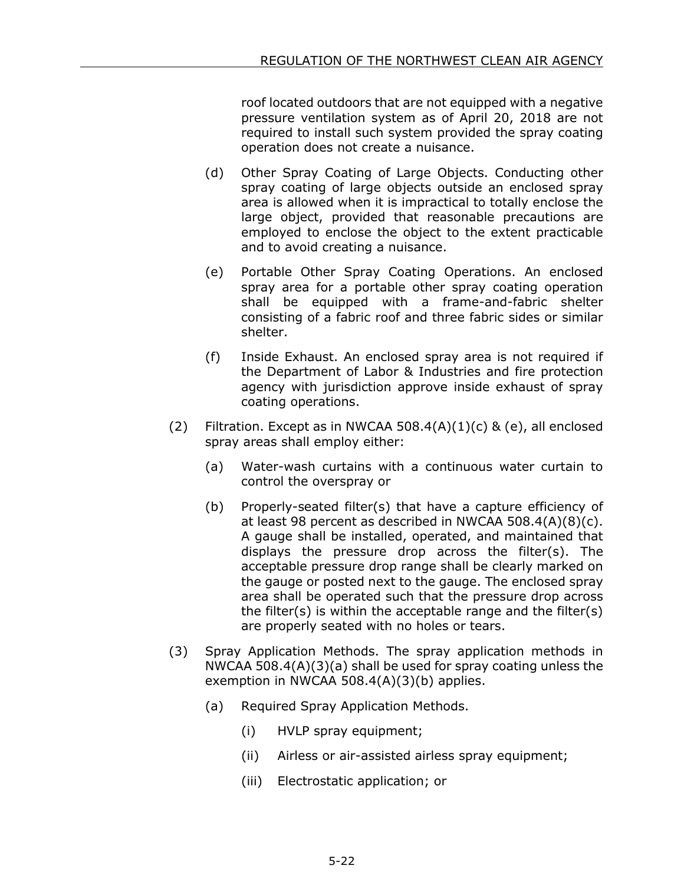roof located outdoors that are not equipped with a negative pressure ventilation system as of April 20, 2018 are not required to install such system provided the spray coating operation does not create a nuisance.

(d) Other Spray Coating of Large Objects. Conducting other spray coating of large objects outside an enclosed spray area is allowed when it is impractical to totally enclose the large object, provided that reasonable precautions are employed to enclose the object to the extent practicable and to avoid creating a nuisance.

(e) Portable Other Spray Coating Operations. An enclosed spray area for a portable other spray coating operation shall be equipped with a frame-and-fabric shelter consisting of a fabric roof and three fabric sides or similar shelter.

(f) Inside Exhaust. An enclosed spray area is not required if the Department of Labor & Industries and fire protection agency with jurisdiction approve inside exhaust of spray coating operations.

(2) Filtration. Except as in NWCAA 508.4(A)(1)(c) & (e), all enclosed spray areas shall employ either:

(a) Water-wash curtains with a continuous water curtain to control the overspray or

(b) Properly-seated filter(s) that have a capture efficiency of at least 98 percent as described in NWCAA 508.4(A)(8)(c). A gauge shall be installed, operated, and maintained that displays the pressure drop across the filter(s). The acceptable pressure drop range shall be clearly marked on the gauge or posted next to the gauge. The enclosed spray area shall be operated such that the pressure drop across the filter(s) is within the acceptable range and the filter(s) are properly seated with no holes or tears.

(3) Spray Application Methods. The spray application methods in NWCAA 508.4(A)(3)(a) shall be used for spray coating unless the exemption in NWCAA 508.4(A)(3)(b) applies.

(a) Required Spray Application Methods.

(i) HVLP spray equipment;

(ii) Airless or air-assisted airless spray equipment;

(iii) Electrostatic application; or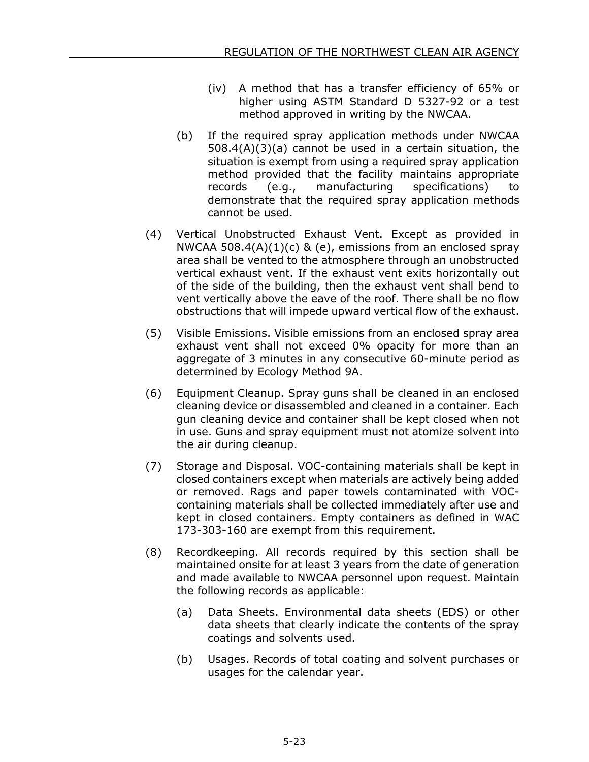(iv) A method that has a transfer efficiency of 65% or higher using ASTM Standard D 5327-92 or a test method approved in writing by the NWCAA.

(b) If the required spray application methods under NWCAA 508.4(A)(3)(a) cannot be used in a certain situation, the situation is exempt from using a required spray application method provided that the facility maintains appropriate records (e.g., manufacturing specifications) to demonstrate that the required spray application methods cannot be used.

(4) Vertical Unobstructed Exhaust Vent. Except as provided in NWCAA 508.4(A)(1)(c) & (e), emissions from an enclosed spray area shall be vented to the atmosphere through an unobstructed vertical exhaust vent. If the exhaust vent exits horizontally out of the side of the building, then the exhaust vent shall bend to vent vertically above the eave of the roof. There shall be no flow obstructions that will impede upward vertical flow of the exhaust.

(5) Visible Emissions. Visible emissions from an enclosed spray area exhaust vent shall not exceed 0% opacity for more than an aggregate of 3 minutes in any consecutive 60-minute period as determined by Ecology Method 9A.

(6) Equipment Cleanup. Spray guns shall be cleaned in an enclosed cleaning device or disassembled and cleaned in a container. Each gun cleaning device and container shall be kept closed when not in use. Guns and spray equipment must not atomize solvent into the air during cleanup.

(7) Storage and Disposal. VOC-containing materials shall be kept in closed containers except when materials are actively being added or removed. Rags and paper towels contaminated with VOC-containing materials shall be collected immediately after use and kept in closed containers. Empty containers as defined in WAC 173-303-160 are exempt from this requirement.

(8) Recordkeeping. All records required by this section shall be maintained onsite for at least 3 years from the date of generation and made available to NWCAA personnel upon request. Maintain the following records as applicable:

(a) Data Sheets. Environmental data sheets (EDS) or other data sheets that clearly indicate the contents of the spray coatings and solvents used.

(b) Usages. Records of total coating and solvent purchases or usages for the calendar year.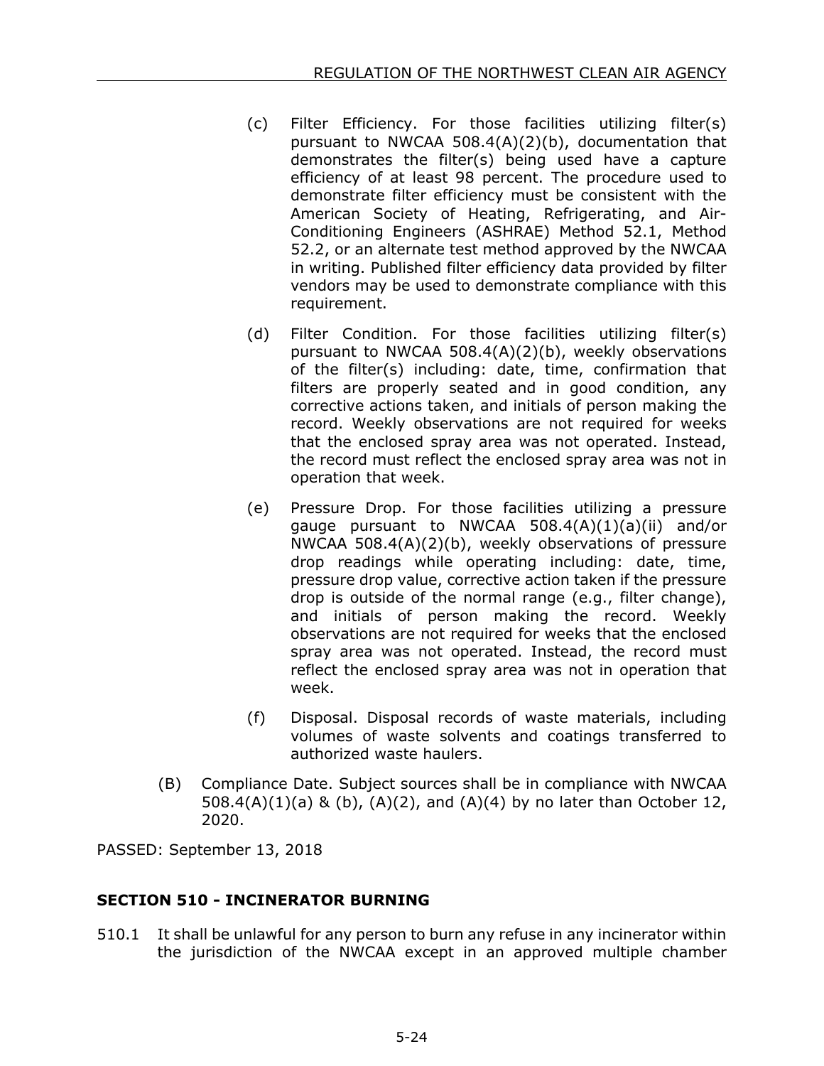(c) Filter Efficiency. For those facilities utilizing filter(s) pursuant to NWCAA 508.4(A)(2)(b), documentation that demonstrates the filter(s) being used have a capture efficiency of at least 98 percent. The procedure used to demonstrate filter efficiency must be consistent with the American Society of Heating, Refrigerating, and Air-Conditioning Engineers (ASHRAE) Method 52.1, Method 52.2, or an alternate test method approved by the NWCAA in writing. Published filter efficiency data provided by filter vendors may be used to demonstrate compliance with this requirement.

(d) Filter Condition. For those facilities utilizing filter(s) pursuant to NWCAA 508.4(A)(2)(b), weekly observations of the filter(s) including: date, time, confirmation that filters are properly seated and in good condition, any corrective actions taken, and initials of person making the record. Weekly observations are not required for weeks that the enclosed spray area was not operated. Instead, the record must reflect the enclosed spray area was not in operation that week.

(e) Pressure Drop. For those facilities utilizing a pressure gauge pursuant to NWCAA 508.4(A)(1)(a)(ii) and/or NWCAA 508.4(A)(2)(b), weekly observations of pressure drop readings while operating including: date, time, pressure drop value, corrective action taken if the pressure drop is outside of the normal range (e.g., filter change), and initials of person making the record. Weekly observations are not required for weeks that the enclosed spray area was not operated. Instead, the record must reflect the enclosed spray area was not in operation that week.

(f) Disposal. Disposal records of waste materials, including volumes of waste solvents and coatings transferred to authorized waste haulers.

(B) Compliance Date. Subject sources shall be in compliance with NWCAA 508.4(A)(1)(a) & (b), (A)(2), and (A)(4) by no later than October 12, 2020.

PASSED: September 13, 2018

## SECTION 510 - INCINERATOR BURNING

510.1 It shall be unlawful for any person to burn any refuse in any incinerator within the jurisdiction of the NWCAA except in an approved multiple chamber